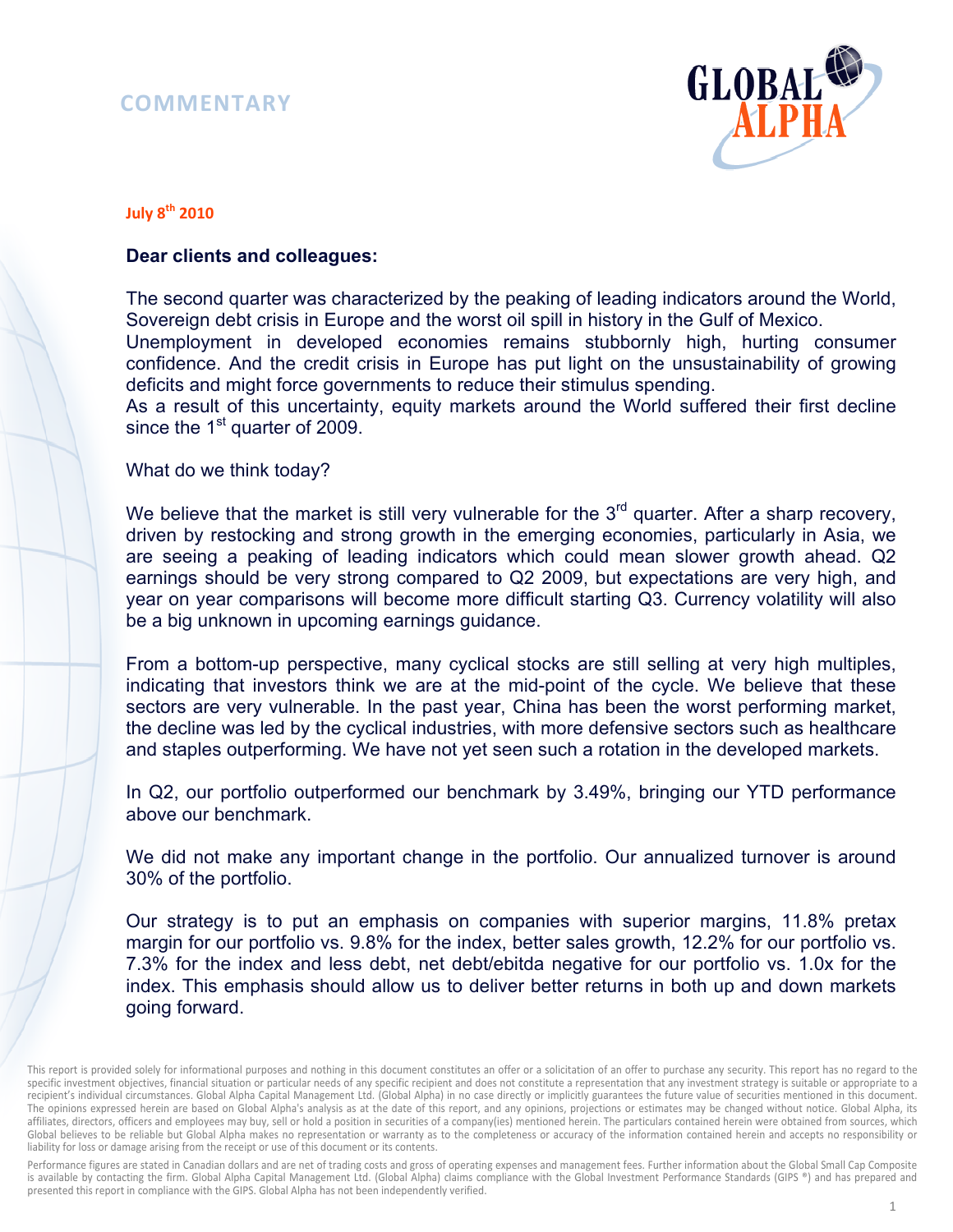# COMMENTARY

GLOBAL ALPHA

**July 8th 2010**

**Dear clients and colleagues:**

The second quarter was characterized by the peaking of leading indicators around the World, Sovereign debt crisis in Europe and the worst oil spill in history in the Gulf of Mexico.
Unemployment in developed economies remains stubbornly high, hurting consumer confidence. And the credit crisis in Europe has put light on the unsustainability of growing deficits and might force governments to reduce their stimulus spending.
As a result of this uncertainty, equity markets around the World suffered their first decline since the 1st quarter of 2009.

What do we think today?

We believe that the market is still very vulnerable for the 3rd quarter. After a sharp recovery, driven by restocking and strong growth in the emerging economies, particularly in Asia, we are seeing a peaking of leading indicators which could mean slower growth ahead. Q2 earnings should be very strong compared to Q2 2009, but expectations are very high, and year on year comparisons will become more difficult starting Q3. Currency volatility will also be a big unknown in upcoming earnings guidance.

From a bottom-up perspective, many cyclical stocks are still selling at very high multiples, indicating that investors think we are at the mid-point of the cycle. We believe that these sectors are very vulnerable. In the past year, China has been the worst performing market, the decline was led by the cyclical industries, with more defensive sectors such as healthcare and staples outperforming. We have not yet seen such a rotation in the developed markets.

In Q2, our portfolio outperformed our benchmark by 3.49%, bringing our YTD performance above our benchmark.

We did not make any important change in the portfolio. Our annualized turnover is around 30% of the portfolio.

Our strategy is to put an emphasis on companies with superior margins, 11.8% pretax margin for our portfolio vs. 9.8% for the index, better sales growth, 12.2% for our portfolio vs. 7.3% for the index and less debt, net debt/ebitda negative for our portfolio vs. 1.0x for the index. This emphasis should allow us to deliver better returns in both up and down markets going forward.

This report is provided solely for informational purposes and nothing in this document constitutes an offer or a solicitation of an offer to purchase any security. This report has no regard to the specific investment objectives, financial situation or particular needs of any specific recipient and does not constitute a representation that any investment strategy is suitable or appropriate to a recipient's individual circumstances. Global Alpha Capital Management Ltd. (Global Alpha) in no case directly or implicitly guarantees the future value of securities mentioned in this document. The opinions expressed herein are based on Global Alpha's analysis as at the date of this report, and any opinions, projections or estimates may be changed without notice. Global Alpha, its affiliates, directors, officers and employees may buy, sell or hold a position in securities of a company(ies) mentioned herein. The particulars contained herein were obtained from sources, which Global believes to be reliable but Global Alpha makes no representation or warranty as to the completeness or accuracy of the information contained herein and accepts no responsibility or liability for loss or damage arising from the receipt or use of this document or its contents.

Performance figures are stated in Canadian dollars and are net of trading costs and gross of operating expenses and management fees. Further information about the Global Small Cap Composite is available by contacting the firm. Global Alpha Capital Management Ltd. (Global Alpha) claims compliance with the Global Investment Performance Standards (GIPS ®) and has prepared and presented this report in compliance with the GIPS. Global Alpha has not been independently verified.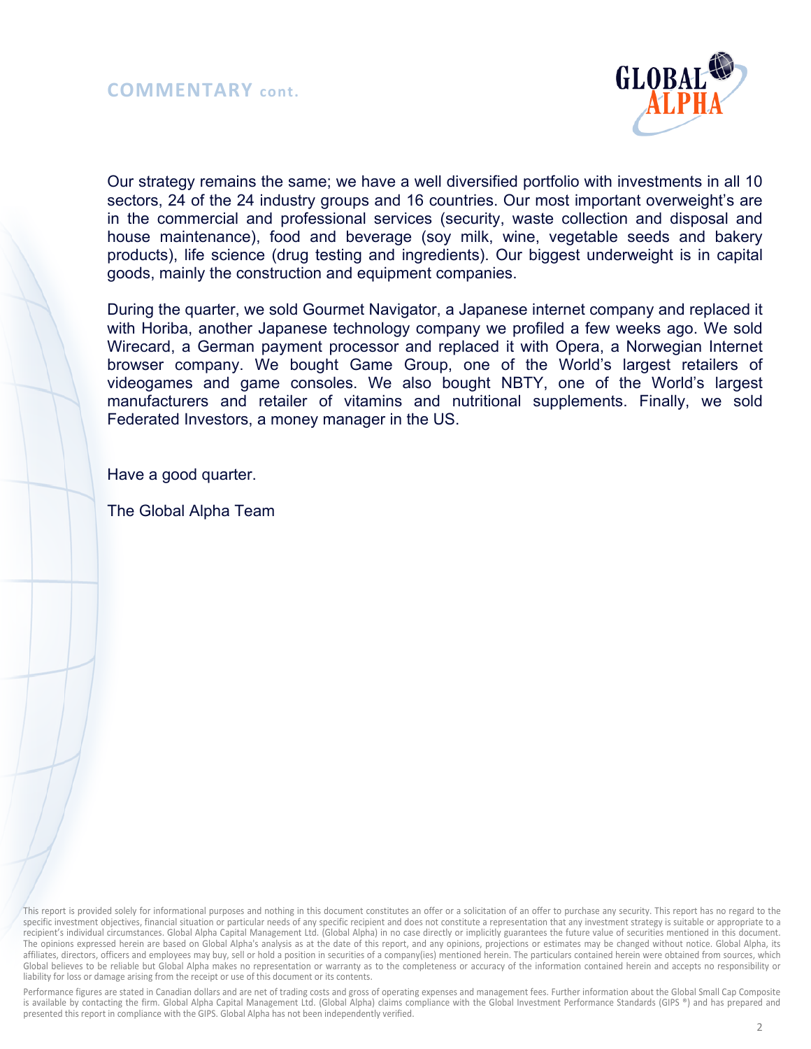## COMMENTARY cont.

Our strategy remains the same; we have a well diversified portfolio with investments in all 10 sectors, 24 of the 24 industry groups and 16 countries. Our most important overweight's are in the commercial and professional services (security, waste collection and disposal and house maintenance), food and beverage (soy milk, wine, vegetable seeds and bakery products), life science (drug testing and ingredients). Our biggest underweight is in capital goods, mainly the construction and equipment companies.

During the quarter, we sold Gourmet Navigator, a Japanese internet company and replaced it with Horiba, another Japanese technology company we profiled a few weeks ago. We sold Wirecard, a German payment processor and replaced it with Opera, a Norwegian Internet browser company. We bought Game Group, one of the World's largest retailers of videogames and game consoles. We also bought NBTY, one of the World's largest manufacturers and retailer of vitamins and nutritional supplements. Finally, we sold Federated Investors, a money manager in the US.

Have a good quarter.

The Global Alpha Team

This report is provided solely for informational purposes and nothing in this document constitutes an offer or a solicitation of an offer to purchase any security. This report has no regard to the specific investment objectives, financial situation or particular needs of any specific recipient and does not constitute a representation that any investment strategy is suitable or appropriate to a recipient's individual circumstances. Global Alpha Capital Management Ltd. (Global Alpha) in no case directly or implicitly guarantees the future value of securities mentioned in this document. The opinions expressed herein are based on Global Alpha's analysis as at the date of this report, and any opinions, projections or estimates may be changed without notice. Global Alpha, its affiliates, directors, officers and employees may buy, sell or hold a position in securities of a company(ies) mentioned herein. The particulars contained herein were obtained from sources, which Global believes to be reliable but Global Alpha makes no representation or warranty as to the completeness or accuracy of the information contained herein and accepts no responsibility or liability for loss or damage arising from the receipt or use of this document or its contents.

Performance figures are stated in Canadian dollars and are net of trading costs and gross of operating expenses and management fees. Further information about the Global Small Cap Composite is available by contacting the firm. Global Alpha Capital Management Ltd. (Global Alpha) claims compliance with the Global Investment Performance Standards (GIPS ®) and has prepared and presented this report in compliance with the GIPS. Global Alpha has not been independently verified.